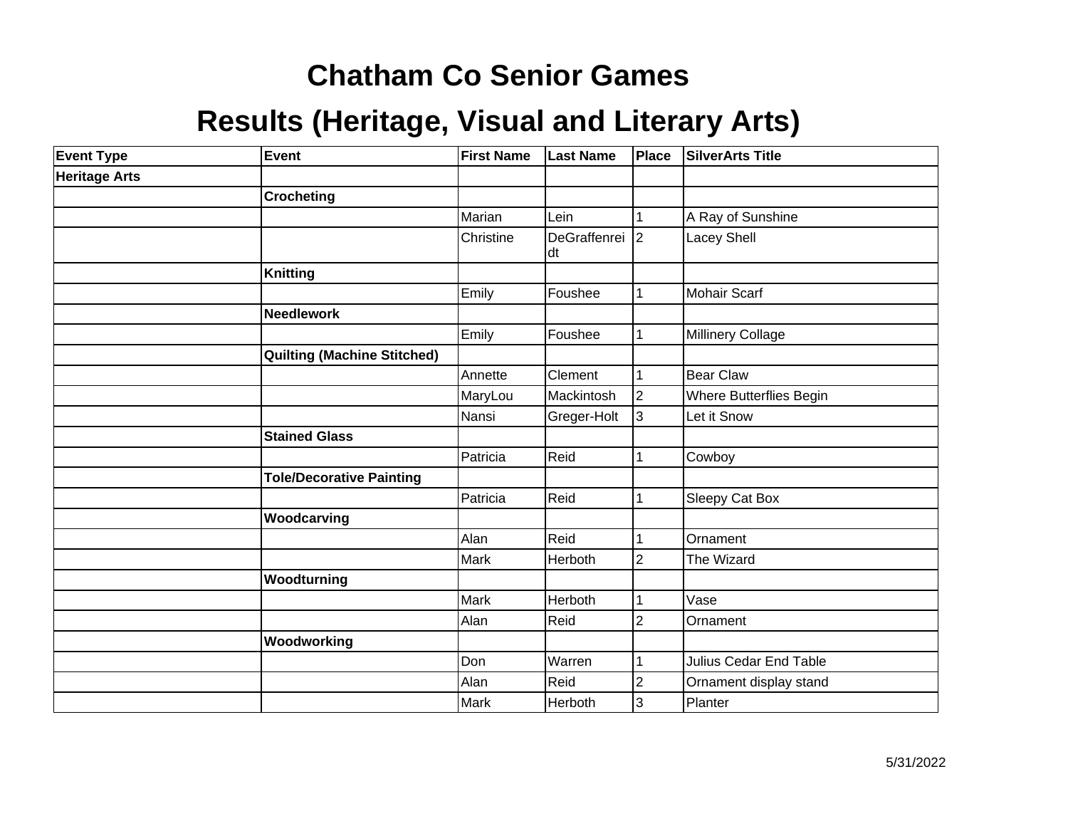# Chatham Co Senior Games

## Results (Heritage, Visual and Literary Arts)

| Event Type | Event | First Name | Last Name | Place | SilverArts Title |
|---|---|---|---|---|---|
| **Heritage Arts** | | | | | |
| | **Crocheting** | | | | |
| | | Marian | Lein | 1 | A Ray of Sunshine |
| | | Christine | DeGraffenreidt | 2 | Lacey Shell |
| | **Knitting** | | | | |
| | | Emily | Foushee | 1 | Mohair Scarf |
| | **Needlework** | | | | |
| | | Emily | Foushee | 1 | Millinery Collage |
| | **Quilting (Machine Stitched)** | | | | |
| | | Annette | Clement | 1 | Bear Claw |
| | | MaryLou | Mackintosh | 2 | Where Butterflies Begin |
| | | Nansi | Greger-Holt | 3 | Let it Snow |
| | **Stained Glass** | | | | |
| | | Patricia | Reid | 1 | Cowboy |
| | **Tole/Decorative Painting** | | | | |
| | | Patricia | Reid | 1 | Sleepy Cat Box |
| | **Woodcarving** | | | | |
| | | Alan | Reid | 1 | Ornament |
| | | Mark | Herboth | 2 | The Wizard |
| | **Woodturning** | | | | |
| | | Mark | Herboth | 1 | Vase |
| | | Alan | Reid | 2 | Ornament |
| | **Woodworking** | | | | |
| | | Don | Warren | 1 | Julius Cedar End Table |
| | | Alan | Reid | 2 | Ornament display stand |
| | | Mark | Herboth | 3 | Planter |

5/31/2022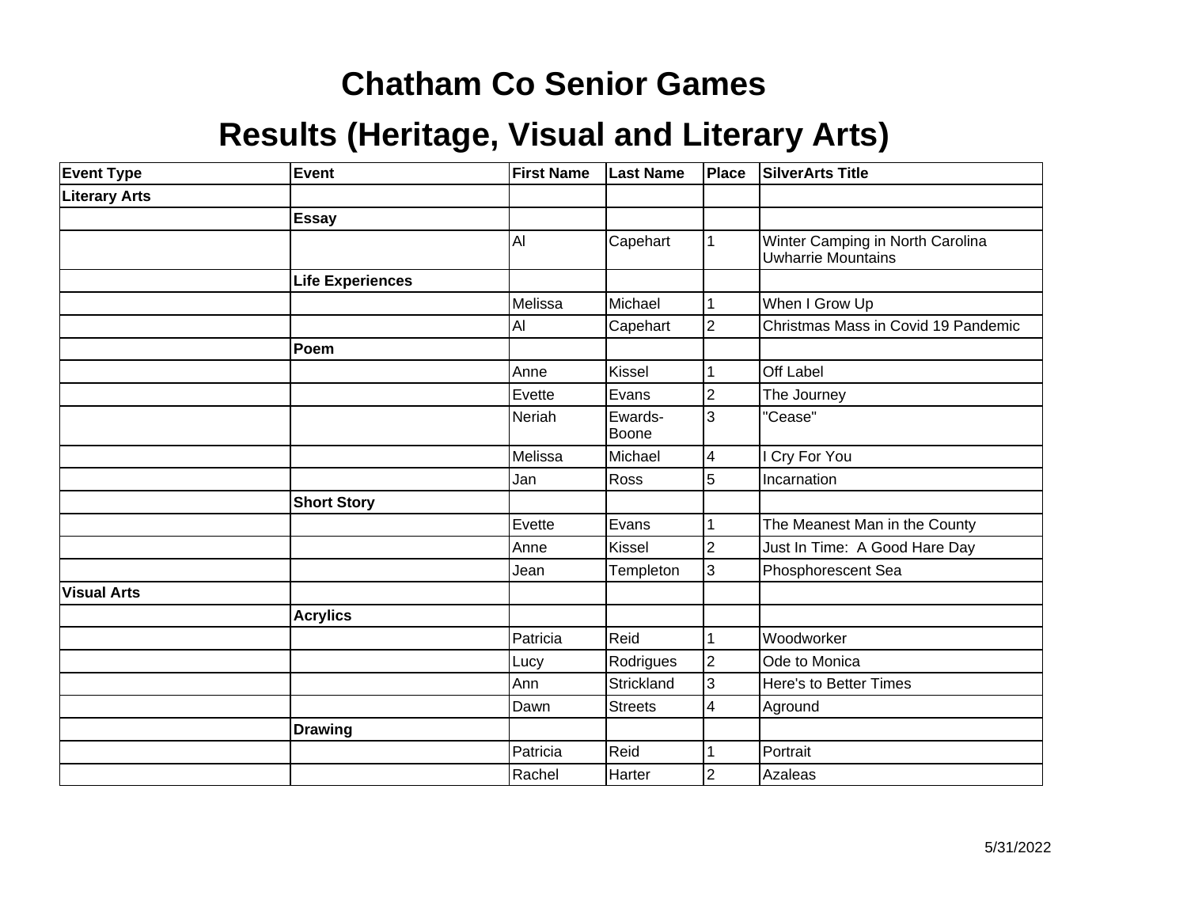# Chatham Co Senior Games

## Results (Heritage, Visual and Literary Arts)

| Event Type | Event | First Name | Last Name | Place | SilverArts Title |
|---|---|---|---|---|---|
| **Literary Arts** | | | | | |
| | **Essay** | | | | |
| | | Al | Capehart | 1 | Winter Camping in North Carolina Uwharrie Mountains |
| | **Life Experiences** | | | | |
| | | Melissa | Michael | 1 | When I Grow Up |
| | | Al | Capehart | 2 | Christmas Mass in Covid 19 Pandemic |
| | **Poem** | | | | |
| | | Anne | Kissel | 1 | Off Label |
| | | Evette | Evans | 2 | The Journey |
| | | Neriah | Ewards-Boone | 3 | "Cease" |
| | | Melissa | Michael | 4 | I Cry For You |
| | | Jan | Ross | 5 | Incarnation |
| | **Short Story** | | | | |
| | | Evette | Evans | 1 | The Meanest Man in the County |
| | | Anne | Kissel | 2 | Just In Time:  A Good Hare Day |
| | | Jean | Templeton | 3 | Phosphorescent Sea |
| **Visual Arts** | | | | | |
| | **Acrylics** | | | | |
| | | Patricia | Reid | 1 | Woodworker |
| | | Lucy | Rodrigues | 2 | Ode to Monica |
| | | Ann | Strickland | 3 | Here's to Better Times |
| | | Dawn | Streets | 4 | Aground |
| | **Drawing** | | | | |
| | | Patricia | Reid | 1 | Portrait |
| | | Rachel | Harter | 2 | Azaleas |

5/31/2022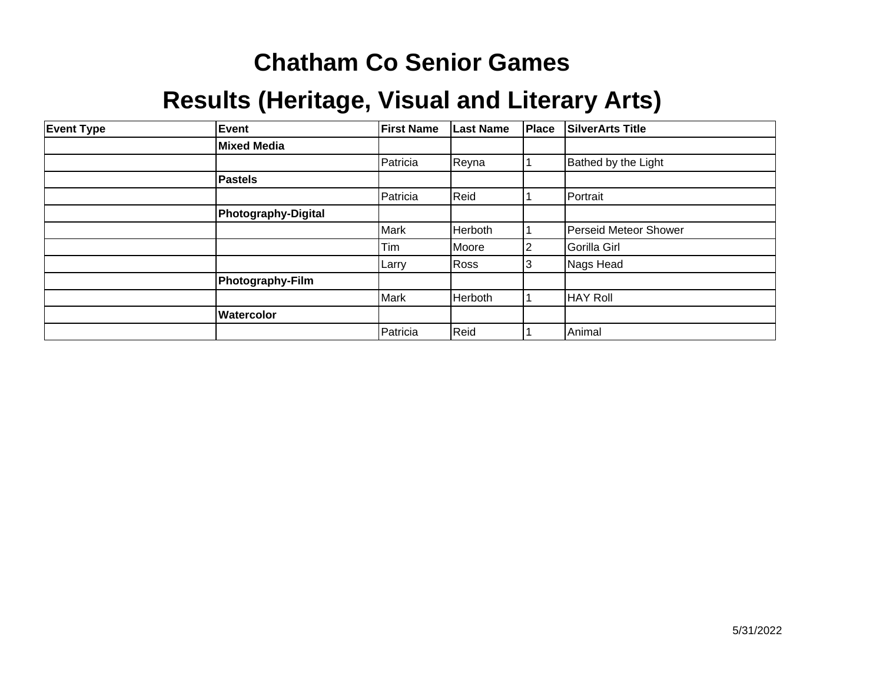# Chatham Co Senior Games

## Results (Heritage, Visual and Literary Arts)

| Event Type | Event | First Name | Last Name | Place | SilverArts Title |
|---|---|---|---|---|---|
| | **Mixed Media** | | | | |
| | | Patricia | Reyna | 1 | Bathed by the Light |
| | **Pastels** | | | | |
| | | Patricia | Reid | 1 | Portrait |
| | **Photography-Digital** | | | | |
| | | Mark | Herboth | 1 | Perseid Meteor Shower |
| | | Tim | Moore | 2 | Gorilla Girl |
| | | Larry | Ross | 3 | Nags Head |
| | **Photography-Film** | | | | |
| | | Mark | Herboth | 1 | HAY Roll |
| | **Watercolor** | | | | |
| | | Patricia | Reid | 1 | Animal |

5/31/2022